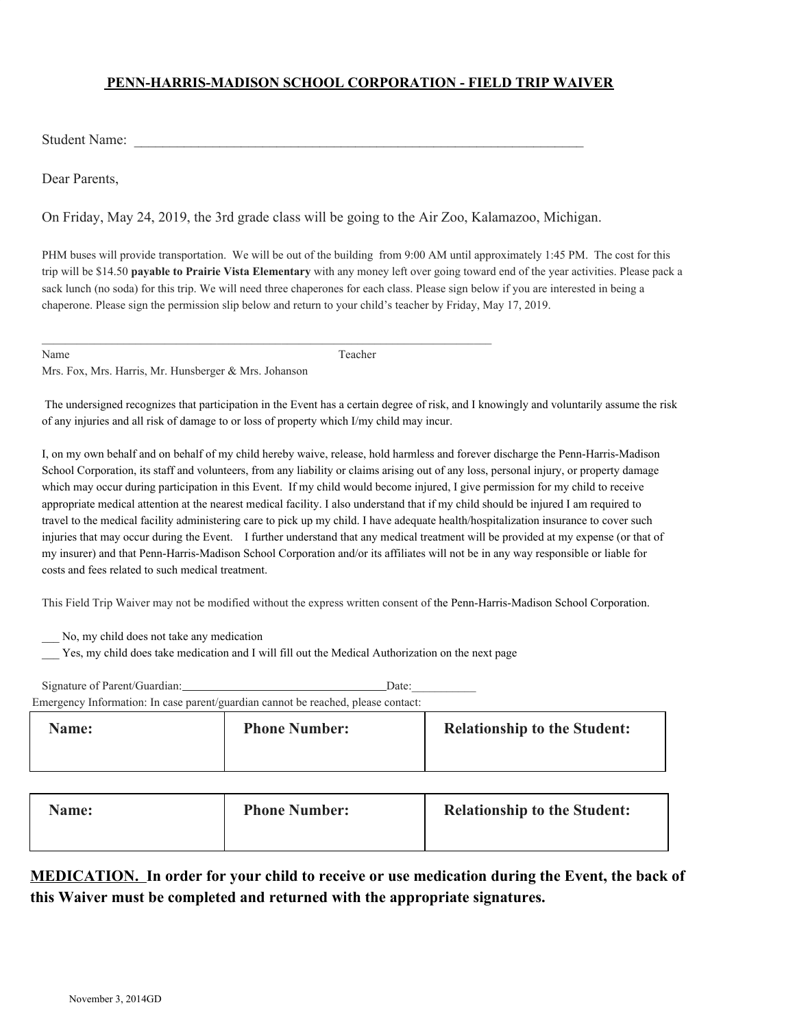## PENN-HARRIS-MADISON SCHOOL CORPORATION - FIELD TRIP WAIVER

Student Name: ___________________________________________________________________

Dear Parents,

On Friday, May 24, 2019, the 3rd grade class will be going to the Air Zoo, Kalamazoo, Michigan.

PHM buses will provide transportation. We will be out of the building from 9:00 AM until approximately 1:45 PM. The cost for this trip will be $14.50 **payable to Prairie Vista Elementary** with any money left over going toward end of the year activities. Please pack a sack lunch (no soda) for this trip. We will need three chaperones for each class. Please sign below if you are interested in being a chaperone. Please sign the permission slip below and return to your child's teacher by Friday, May 17, 2019.

_______________________________________________________________________________

Name                                                            Teacher

Mrs. Fox, Mrs. Harris, Mr. Hunsberger & Mrs. Johanson

The undersigned recognizes that participation in the Event has a certain degree of risk, and I knowingly and voluntarily assume the risk of any injuries and all risk of damage to or loss of property which I/my child may incur.

I, on my own behalf and on behalf of my child hereby waive, release, hold harmless and forever discharge the Penn-Harris-Madison School Corporation, its staff and volunteers, from any liability or claims arising out of any loss, personal injury, or property damage which may occur during participation in this Event. If my child would become injured, I give permission for my child to receive appropriate medical attention at the nearest medical facility. I also understand that if my child should be injured I am required to travel to the medical facility administering care to pick up my child. I have adequate health/hospitalization insurance to cover such injuries that may occur during the Event. I further understand that any medical treatment will be provided at my expense (or that of my insurer) and that Penn-Harris-Madison School Corporation and/or its affiliates will not be in any way responsible or liable for costs and fees related to such medical treatment.

This Field Trip Waiver may not be modified without the express written consent of the Penn-Harris-Madison School Corporation.

___ No, my child does not take any medication

___ Yes, my child does take medication and I will fill out the Medical Authorization on the next page

Signature of Parent/Guardian:___________________________________Date:___________

Emergency Information: In case parent/guardian cannot be reached, please contact:

| Name: | Phone Number: | Relationship to the Student: |
|---|---|---|
| | | |

| Name: | Phone Number: | Relationship to the Student: |
|---|---|---|
| | | |

**MEDICATION. In order for your child to receive or use medication during the Event, the back of this Waiver must be completed and returned with the appropriate signatures.**

November 3, 2014GD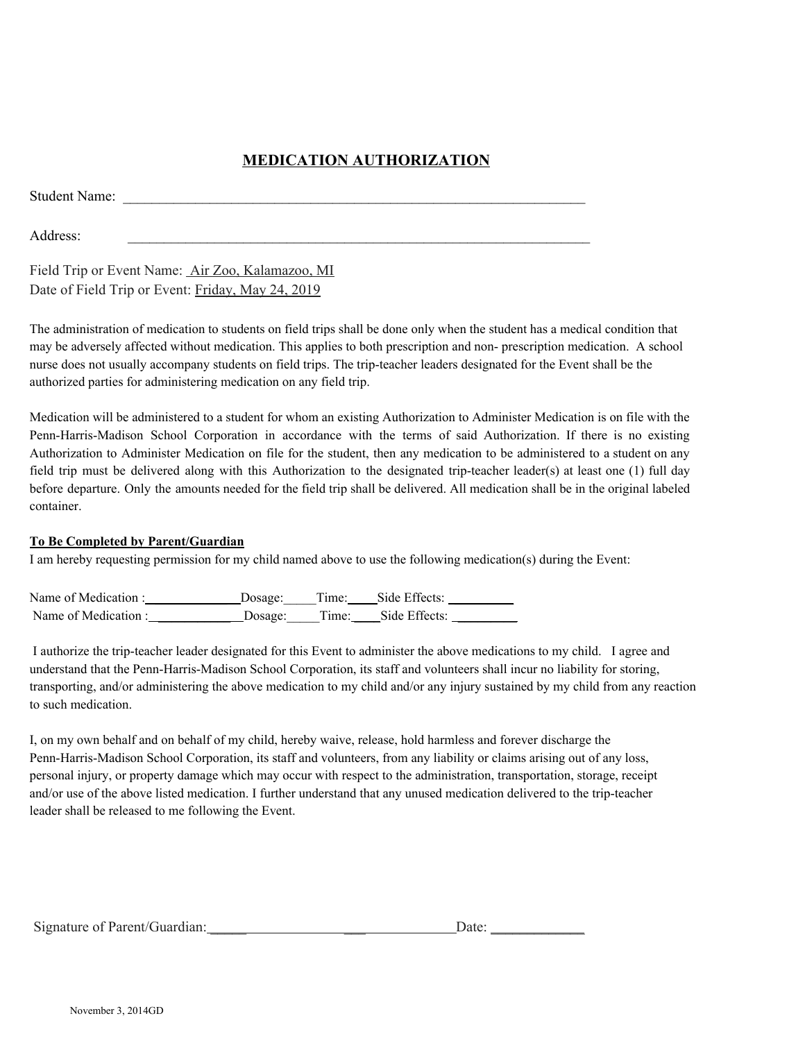# MEDICATION AUTHORIZATION

Student Name: ___________________________________________________________

Address: ___________________________________________________________

Field Trip or Event Name: Air Zoo, Kalamazoo, MI
Date of Field Trip or Event: Friday, May 24, 2019

The administration of medication to students on field trips shall be done only when the student has a medical condition that may be adversely affected without medication. This applies to both prescription and non- prescription medication. A school nurse does not usually accompany students on field trips. The trip-teacher leaders designated for the Event shall be the authorized parties for administering medication on any field trip.

Medication will be administered to a student for whom an existing Authorization to Administer Medication is on file with the Penn-Harris-Madison School Corporation in accordance with the terms of said Authorization. If there is no existing Authorization to Administer Medication on file for the student, then any medication to be administered to a student on any field trip must be delivered along with this Authorization to the designated trip-teacher leader(s) at least one (1) full day before departure. Only the amounts needed for the field trip shall be delivered. All medication shall be in the original labeled container.

**To Be Completed by Parent/Guardian**

I am hereby requesting permission for my child named above to use the following medication(s) during the Event:

Name of Medication :______________Dosage:_____Time:____Side Effects: __________
Name of Medication :______________Dosage:_____Time:____Side Effects: __________

I authorize the trip-teacher leader designated for this Event to administer the above medications to my child. I agree and understand that the Penn-Harris-Madison School Corporation, its staff and volunteers shall incur no liability for storing, transporting, and/or administering the above medication to my child and/or any injury sustained by my child from any reaction to such medication.

I, on my own behalf and on behalf of my child, hereby waive, release, hold harmless and forever discharge the Penn-Harris-Madison School Corporation, its staff and volunteers, from any liability or claims arising out of any loss, personal injury, or property damage which may occur with respect to the administration, transportation, storage, receipt and/or use of the above listed medication. I further understand that any unused medication delivered to the trip-teacher leader shall be released to me following the Event.

Signature of Parent/Guardian:_________________________________Date: _____________

November 3, 2014GD